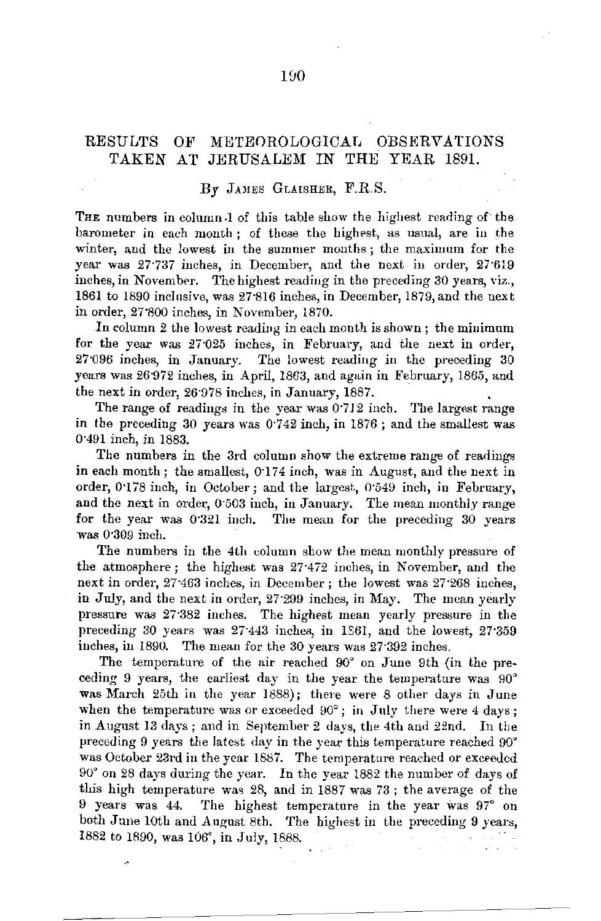# RESULTS OF METEOROLOGICAL OBSERVATIONS TAKEN AT JERUSALEM IN THE YEAR 1891.

By James Glaisher, F.R.S.

The numbers in column 1 of this table show the highest reading of the barometer in each month; of these the highest, as usual, are in the winter, and the lowest in the summer months; the maximum for the year was 27·737 inches, in December, and the next in order, 27·619 inches, in November. The highest reading in the preceding 30 years, viz., 1861 to 1890 inclusive, was 27·816 inches, in December, 1879, and the next in order, 27·800 inches, in November, 1870.

In column 2 the lowest reading in each month is shown; the minimum for the year was 27·025 inches, in February, and the next in order, 27·096 inches, in January. The lowest reading in the preceding 30 years was 26·972 inches, in April, 1863, and again in February, 1865, and the next in order, 26·978 inches, in January, 1887.

The range of readings in the year was 0·712 inch. The largest range in the preceding 30 years was 0·742 inch, in 1876; and the smallest was 0·491 inch, in 1883.

The numbers in the 3rd column show the extreme range of readings in each month; the smallest, 0·174 inch, was in August, and the next in order, 0·178 inch, in October; and the largest, 0·549 inch, in February, and the next in order, 0·503 inch, in January. The mean monthly range for the year was 0·321 inch. The mean for the preceding 30 years was 0·309 inch.

The numbers in the 4th column show the mean monthly pressure of the atmosphere; the highest was 27·472 inches, in November, and the next in order, 27·463 inches, in December; the lowest was 27·268 inches, in July, and the next in order, 27·299 inches, in May. The mean yearly pressure was 27·382 inches. The highest mean yearly pressure in the preceding 30 years was 27·443 inches, in 1861, and the lowest, 27·359 inches, in 1890. The mean for the 30 years was 27·392 inches.

The temperature of the air reached 90° on June 9th (in the preceding 9 years, the earliest day in the year the temperature was 90° was March 25th in the year 1888); there were 8 other days in June when the temperature was or exceeded 90°; in July there were 4 days; in August 13 days; and in September 2 days, the 4th and 22nd. In the preceding 9 years the latest day in the year this temperature reached 90° was October 23rd in the year 1887. The temperature reached or exceeded 90° on 28 days during the year. In the year 1882 the number of days of this high temperature was 28, and in 1887 was 73; the average of the 9 years was 44. The highest temperature in the year was 97° on both June 10th and August 8th. The highest in the preceding 9 years, 1882 to 1890, was 106°, in July, 1888.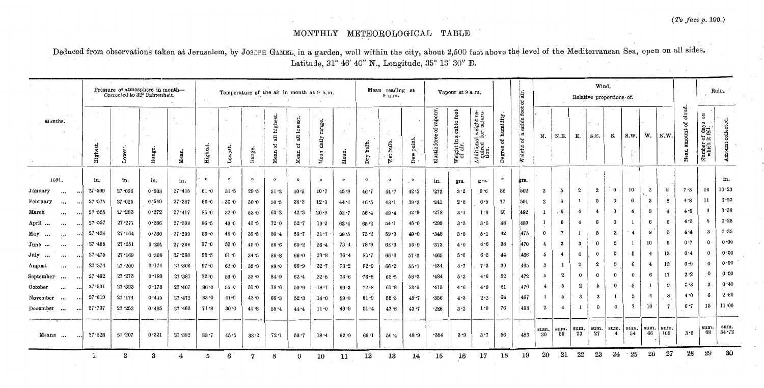(*To face p. 190.*)

# MONTHLY METEOROLOGICAL TABLE

Deduced from observations taken at Jerusalem, by JOSEPH GAMEL, in a garden, well within the city, about 2,500 feet above the level of the Mediterranean Sea, open on all sides.
Latitude, 31° 46′ 40″ N., Longitude, 35° 13′ 30″ E.

| Months. | Pressure of atmosphere in month—Corrected to 32° Fahrenheit. | | | | Temperature of the air in month at 9 a.m. | | | | | | | Mean reading at 9 a.m. | | | Vapour at 9 a.m. | | | | | Wind. Relative proportions of. | | | | | | | | | Rain. | |
|---|---|---|---|---|---|---|---|---|---|---|---|---|---|---|---|---|---|---|---|---|---|---|---|---|---|---|---|---|---|---|
| | Highest. | Lowest. | Range. | Mean. | Highest. | Lowest. | Range. | Mean of all highest. | Mean of all lowest. | Mean daily range. | Mean. | Dry bulb. | Wet bulb. | Dew point. | Elastic force of vapour. | Weight in a cubic foot of air. | Additional weight required for saturation. | Degree of humidity. | Weight of a cubic foot of air. | N. | N.E. | E. | S.E. | S. | S.W. | W. | N.W. | Mean amount of cloud. | Number of days on which it fell. | Amount collected. |
| 1891. | in. | in. | in. | in. | ° | ° | ° | ° | ° | ° | ° | ° | ° | ° | in. | grs. | grs. | ° | grs. | | | | | | | | | | | in. |
| January ... ... | 27·599 | 27·096 | 0·503 | 27·415 | 61·0 | 31·5 | 29·5 | 51·2 | 40·5 | 10·7 | 45·9 | 46·7 | 44·7 | 42·5 | ·272 | 3·2 | 0·6 | 86 | 502 | 2 | 5 | 2 | 2 | 0 | 10 | 2 | 8 | 7·3 | 16 | 10·23 |
| February ... ... | 27·574 | 27·025 | 0·549 | 27·387 | 60·0 | 30·0 | 30·0 | 50·5 | 38·2 | 12·3 | 44·4 | 46·5 | 43·1 | 39·3 | ·241 | 2·8 | 0·5 | 77 | 501 | 2 | 8 | 1 | 0 | 0 | 6 | 3 | 8 | 4·8 | 11 | 6·22 |
| March ... ... | 27·555 | 27·283 | 0·272 | 27·417 | 85·0 | 32·0 | 53·0 | 63·2 | 42·3 | 20·9 | 52·7 | 56·4 | 49·4 | 42·9 | ·278 | 3·1 | 1·9 | 60 | 492 | 1 | 6 | 4 | 4 | 0 | 4 | 8 | 4 | 4·6 | 9 | 3·38 |
| April ... ... ... | 27·557 | 27·271 | 0·286 | 27·398 | 86·5 | 43·0 | 43·5 | 72·0 | 52·7 | 19·3 | 62·4 | 65·2 | 54·1 | 45·0 | ·299 | 3·3 | 3·5 | 48 | 483 | 1 | 6 | 4 | 6 | 0 | 1 | 6 | 6 | 4·3 | 5 | 0·25 |
| May ... ... ... | 27·424 | 27·164 | 0·260 | 27·299 | 89·0 | 49·5 | 39·5 | 80·4 | 58·7 | 21·7 | 69·5 | 73·2 | 59·3 | 49·0 | ·348 | 3·8 | 5·1 | 42 | 475 | 0 | 7 | 1 | 5 | 3 | 4 | 8 | 3 | 4·4 | 3 | 0·35 |
| June ... ... ... | 27·455 | 27·251 | 0·204 | 27·364 | 97·0 | 52·0 | 45·0 | 86·6 | 60·2 | 26·4 | 73·4 | 78·9 | 62·3 | 50·9 | ·373 | 4·0 | 6·6 | 38 | 470 | 4 | 3 | 3 | 0 | 0 | 1 | 10 | 9 | 0·7 | 0 | 0·00 |
| July ... ... ... | 27·475 | 27·169 | 0·306 | 27·268 | 95·5 | 61·0 | 34·5 | 86·8 | 66·0 | 20·8 | 76·4 | 80·7 | 66·6 | 57·0 | ·465 | 5·0 | 6·2 | 44 | 466 | 5 | 4 | 0 | 0 | 0 | 5 | 4 | 13 | 0·4 | 0 | 0·00 |
| August ... ... | 27·374 | 27·200 | 0·174 | 27·306 | 97·0 | 62·0 | 35·0 | 89·6 | 66·9 | 22·7 | 78·2 | 82·9 | 66·2 | 55·1 | ·434 | 4·7 | 7·3 | 39 | 465 | 3 | 1 | 2 | 2 | 0 | 6 | 4 | 13 | 0·9 | 0 | 0·00 |
| September ... | 27·462 | 27·273 | 0·189 | 27·387 | 92·0 | 59·0 | 33·0 | 84·9 | 62·4 | 22·5 | 73·6 | 76·8 | 65·3 | 58·2 | ·484 | 5·3 | 4·6 | 52 | 472 | 5 | 2 | 0 | 0 | 0 | 0 | 6 | 17 | 2·2 | 0 | 0·00 |
| October ... ... | 27·501 | 27·323 | 0·178 | 27·407 | 86·0 | 55·0 | 31·0 | 78·6 | 59·9 | 18·7 | 69·3 | 72·8 | 61·8 | 53·6 | ·413 | 4·6 | 4·0 | 51 | 476 | 4 | 5 | 2 | 5 | 0 | 5 | 1 | 9 | 3·3 | 3 | 0·40 |
| November ... | 27·619 | 27·174 | 0·445 | 27·472 | 83·0 | 41·0 | 42·0 | 66·3 | 52·3 | 14·0 | 59·3 | 61·9 | 55·3 | 49·7 | ·356 | 4·3 | 2·2 | 64 | 487 | 1 | 5 | 3 | 3 | 1 | 5 | 4 | 8 | 4·0 | 6 | 2·80 |
| December ... ... | 27·737 | 27·252 | 0·485 | 27·463 | 71·8 | 30·0 | 41·8 | 55·4 | 44·4 | 11·0 | 49·9 | 51·4 | 47·6 | 43·7 | ·286 | 3·2 | 1·0 | 76 | 498 | 2 | 4 | 1 | 0 | 0 | 7 | 10 | 7 | 6·7 | 15 | 11·09 |
| Means ... ... | 27·528 | 27·207 | 0·321 | 27·382 | 83·7 | 45·5 | 38·2 | 72·1 | 53·7 | 18·4 | 62·9 | 66·1 | 56·4 | 48·9 | ·354 | 3·9 | 3·7 | 56 | 483 | sum. 30 | sum. 56 | sum. 23 | sum. 27 | sum. 4 | sum. 54 | sum. 66 | sum. 105 | 3·6 | sum. 68 | sum. 34·72 |
| | 1 | 2 | 3 | 4 | 5 | 6 | 7 | 8 | 9 | 10 | 11 | 12 | 13 | 14 | 15 | 16 | 17 | 18 | 19 | 20 | 21 | 22 | 23 | 24 | 25 | 26 | 27 | 28 | 29 | 30 |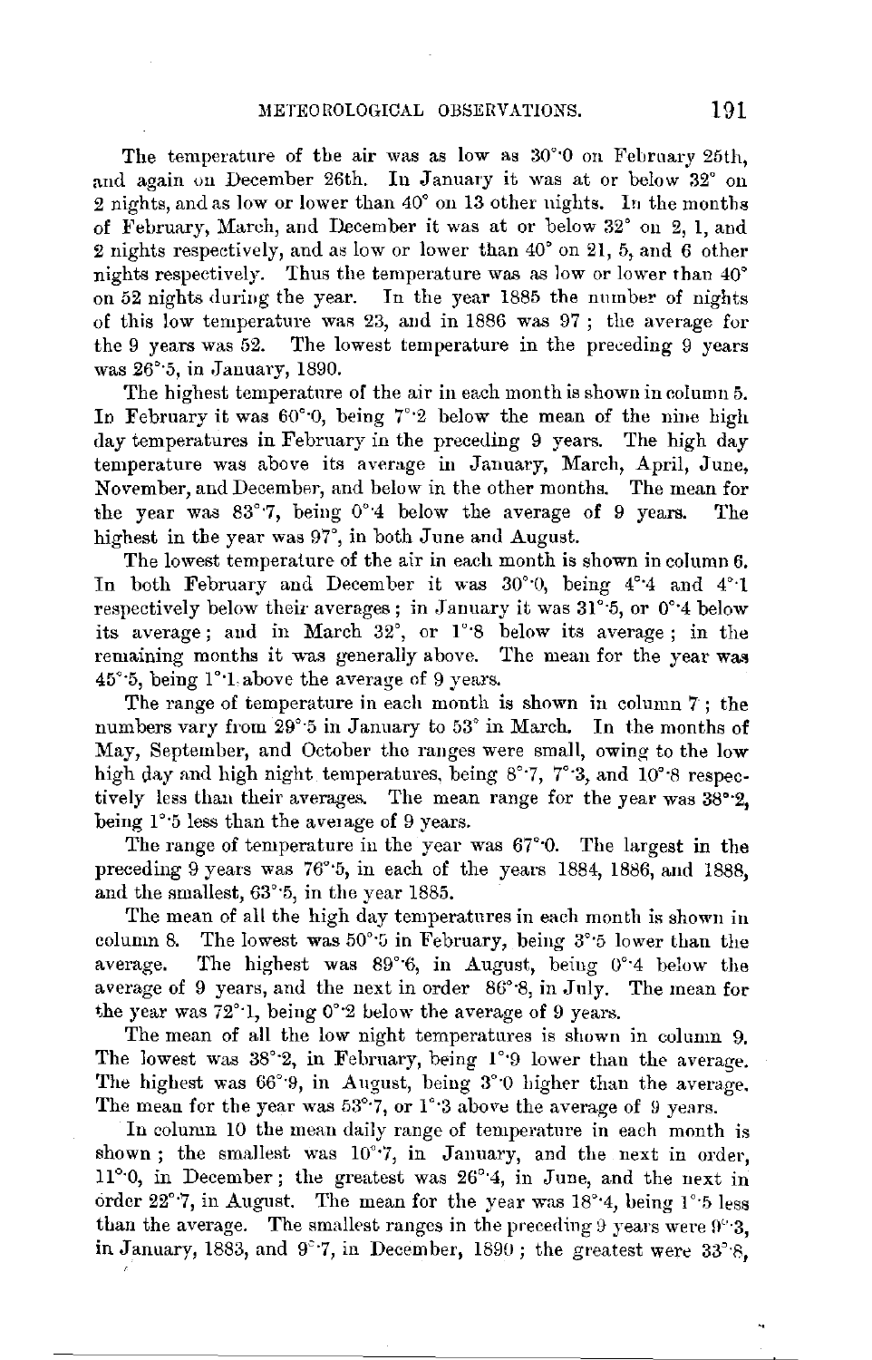The temperature of the air was as low as 30°·0 on February 25th, and again on December 26th. In January it was at or below 32° on 2 nights, and as low or lower than 40° on 13 other nights. In the months of February, March, and December it was at or below 32° on 2, 1, and 2 nights respectively, and as low or lower than 40° on 21, 5, and 6 other nights respectively. Thus the temperature was as low or lower than 40° on 52 nights during the year. In the year 1885 the number of nights of this low temperature was 23, and in 1886 was 97; the average for the 9 years was 52. The lowest temperature in the preceding 9 years was 26°·5, in January, 1890.

The highest temperature of the air in each month is shown in column 5. In February it was 60°·0, being 7°·2 below the mean of the nine high day temperatures in February in the preceding 9 years. The high day temperature was above its average in January, March, April, June, November, and December, and below in the other months. The mean for the year was 83°·7, being 0°·4 below the average of 9 years. The highest in the year was 97°, in both June and August.

The lowest temperature of the air in each month is shown in column 6. In both February and December it was 30°·0, being 4°·4 and 4°·1 respectively below their averages; in January it was 31°·5, or 0°·4 below its average; and in March 32°, or 1°·8 below its average; in the remaining months it was generally above. The mean for the year was 45°·5, being 1°·1 above the average of 9 years.

The range of temperature in each month is shown in column 7; the numbers vary from 29°·5 in January to 53° in March. In the months of May, September, and October the ranges were small, owing to the low high day and high night temperatures, being 8°·7, 7°·3, and 10°·8 respectively less than their averages. The mean range for the year was 38°·2, being 1°·5 less than the average of 9 years.

The range of temperature in the year was 67°·0. The largest in the preceding 9 years was 76°·5, in each of the years 1884, 1886, and 1888, and the smallest, 63°·5, in the year 1885.

The mean of all the high day temperatures in each month is shown in column 8. The lowest was 50°·5 in February, being 3°·5 lower than the average. The highest was 89°·6, in August, being 0°·4 below the average of 9 years, and the next in order 86°·8, in July. The mean for the year was 72°·1, being 0°·2 below the average of 9 years.

The mean of all the low night temperatures is shown in column 9. The lowest was 38°·2, in February, being 1°·9 lower than the average. The highest was 66°·9, in August, being 3°·0 higher than the average. The mean for the year was 53°·7, or 1°·3 above the average of 9 years.

In column 10 the mean daily range of temperature in each month is shown; the smallest was 10°·7, in January, and the next in order, 11°·0, in December; the greatest was 26°·4, in June, and the next in order 22°·7, in August. The mean for the year was 18°·4, being 1°·5 less than the average. The smallest ranges in the preceding 9 years were 9°·3, in January, 1883, and 9°·7, in December, 1890; the greatest were 33°·8,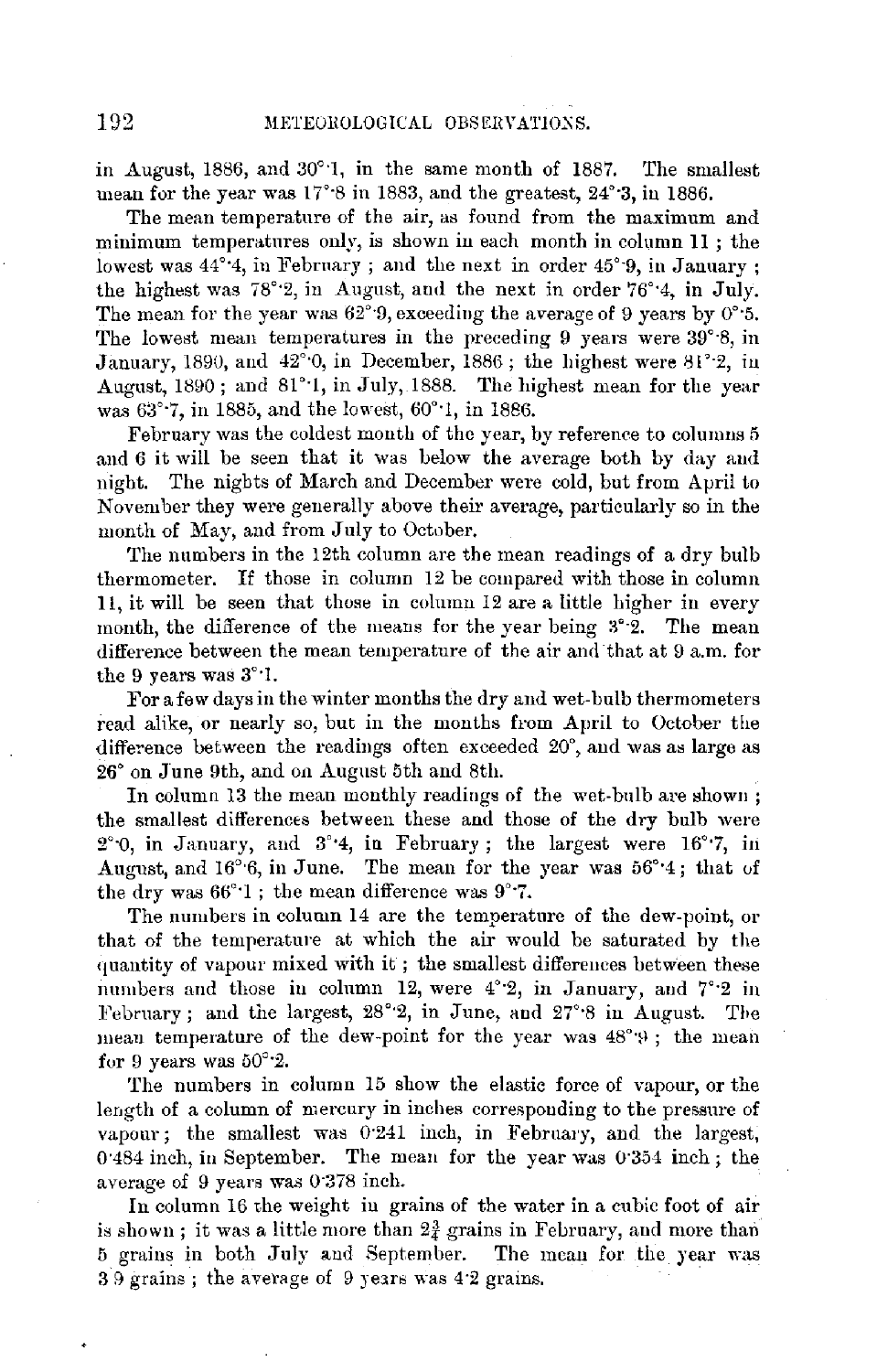in August, 1886, and 30°·1, in the same month of 1887. The smallest mean for the year was 17°·8 in 1883, and the greatest, 24°·3, in 1886.

The mean temperature of the air, as found from the maximum and minimum temperatures only, is shown in each month in column 11; the lowest was 44°·4, in February; and the next in order 45°·9, in January; the highest was 78°·2, in August, and the next in order 76°·4, in July. The mean for the year was 62°·9, exceeding the average of 9 years by 0°·5. The lowest mean temperatures in the preceding 9 years were 39°·8, in January, 1890, and 42°·0, in December, 1886; the highest were 81°·2, in August, 1890; and 81°·1, in July, 1888. The highest mean for the year was 63°·7, in 1885, and the lowest, 60°·1, in 1886.

February was the coldest month of the year, by reference to columns 5 and 6 it will be seen that it was below the average both by day and night. The nights of March and December were cold, but from April to November they were generally above their average, particularly so in the month of May, and from July to October.

The numbers in the 12th column are the mean readings of a dry bulb thermometer. If those in column 12 be compared with those in column 11, it will be seen that those in column 12 are a little higher in every month, the difference of the means for the year being 3°·2. The mean difference between the mean temperature of the air and that at 9 a.m. for the 9 years was 3°·1.

For a few days in the winter months the dry and wet-bulb thermometers read alike, or nearly so, but in the months from April to October the difference between the readings often exceeded 20°, and was as large as 26° on June 9th, and on August 5th and 8th.

In column 13 the mean monthly readings of the wet-bulb are shown; the smallest differences between these and those of the dry bulb were 2°·0, in January, and 3°·4, in February; the largest were 16°·7, in August, and 16°·6, in June. The mean for the year was 56°·4; that of the dry was 66°·1; the mean difference was 9°·7.

The numbers in column 14 are the temperature of the dew-point, or that of the temperature at which the air would be saturated by the quantity of vapour mixed with it; the smallest differences between these numbers and those in column 12, were 4°·2, in January, and 7°·2 in February; and the largest, 28°·2, in June, and 27°·8 in August. The mean temperature of the dew-point for the year was 48°·9; the mean for 9 years was 50°·2.

The numbers in column 15 show the elastic force of vapour, or the length of a column of mercury in inches corresponding to the pressure of vapour; the smallest was 0·241 inch, in February, and the largest, 0·484 inch, in September. The mean for the year was 0·354 inch; the average of 9 years was 0·378 inch.

In column 16 the weight in grains of the water in a cubic foot of air is shown; it was a little more than $2\frac{3}{4}$ grains in February, and more than 5 grains in both July and September. The mean for the year was 3·9 grains; the average of 9 years was 4·2 grains.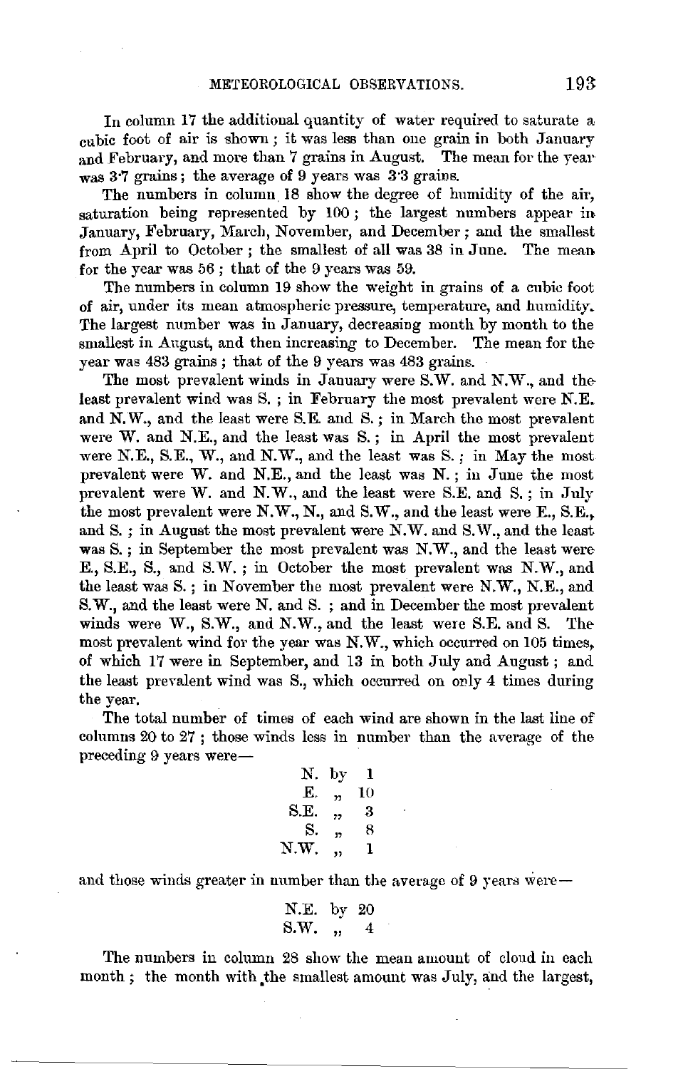In column 17 the additional quantity of water required to saturate a cubic foot of air is shown; it was less than one grain in both January and February, and more than 7 grains in August. The mean for the year was 3·7 grains; the average of 9 years was 3·3 grains.

The numbers in column 18 show the degree of humidity of the air, saturation being represented by 100; the largest numbers appear in January, February, March, November, and December; and the smallest from April to October; the smallest of all was 38 in June. The mean for the year was 56; that of the 9 years was 59.

The numbers in column 19 show the weight in grains of a cubic foot of air, under its mean atmospheric pressure, temperature, and humidity. The largest number was in January, decreasing month by month to the smallest in August, and then increasing to December. The mean for the year was 483 grains; that of the 9 years was 483 grains.

The most prevalent winds in January were S.W. and N.W., and the least prevalent wind was S.; in February the most prevalent were N.E. and N.W., and the least were S.E. and S.; in March the most prevalent were W. and N.E., and the least was S.; in April the most prevalent were N.E., S.E., W., and N.W., and the least was S.; in May the most prevalent were W. and N.E., and the least was N.; in June the most prevalent were W. and N.W., and the least were S.E. and S.; in July the most prevalent were N.W., N., and S.W., and the least were E., S.E., and S.; in August the most prevalent were N.W. and S.W., and the least was S.; in September the most prevalent was N.W., and the least were E., S.E., S., and S.W.; in October the most prevalent was N.W., and the least was S.; in November the most prevalent were N.W., N.E., and S.W., and the least were N. and S.; and in December the most prevalent winds were W., S.W., and N.W., and the least were S.E. and S. The most prevalent wind for the year was N.W., which occurred on 105 times, of which 17 were in September, and 13 in both July and August; and the least prevalent wind was S., which occurred on only 4 times during the year.

The total number of times of each wind are shown in the last line of columns 20 to 27; those winds less in number than the average of the preceding 9 years were—

N. by 1  
E. „ 10  
S.E. „ 3  
S. „ 8  
N.W. „ 1

and those winds greater in number than the average of 9 years were—

N.E. by 20  
S.W. „ 4

The numbers in column 28 show the mean amount of cloud in each month; the month with the smallest amount was July, and the largest,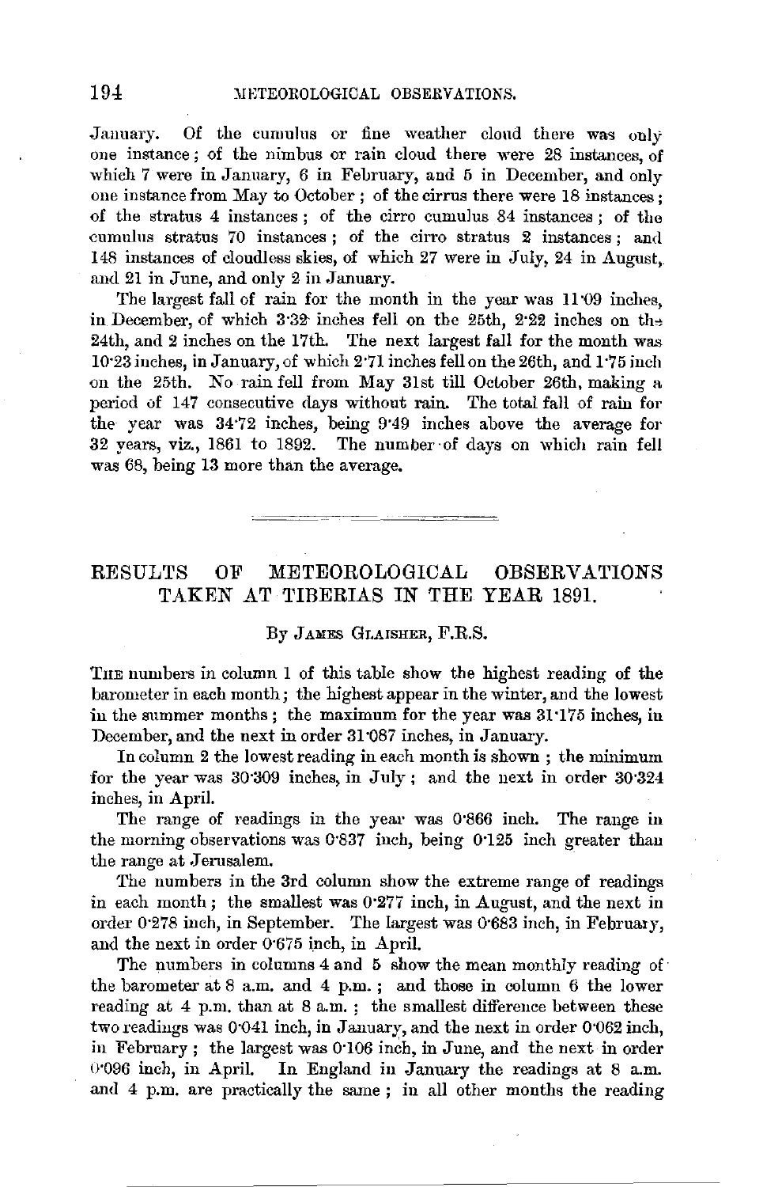January. Of the cumulus or fine weather cloud there was only one instance; of the nimbus or rain cloud there were 28 instances, of which 7 were in January, 6 in February, and 5 in December, and only one instance from May to October; of the cirrus there were 18 instances; of the stratus 4 instances; of the cirro cumulus 84 instances; of the cumulus stratus 70 instances; of the cirro stratus 2 instances; and 148 instances of cloudless skies, of which 27 were in July, 24 in August, and 21 in June, and only 2 in January.

The largest fall of rain for the month in the year was 11·09 inches, in December, of which 3·32 inches fell on the 25th, 2·22 inches on the 24th, and 2 inches on the 17th. The next largest fall for the month was 10·23 inches, in January, of which 2·71 inches fell on the 26th, and 1·75 inch on the 25th. No rain fell from May 31st till October 26th, making a period of 147 consecutive days without rain. The total fall of rain for the year was 34·72 inches, being 9·49 inches above the average for 32 years, viz., 1861 to 1892. The number of days on which rain fell was 68, being 13 more than the average.

---

## RESULTS OF METEOROLOGICAL OBSERVATIONS TAKEN AT TIBERIAS IN THE YEAR 1891.

By James Glaisher, F.R.S.

The numbers in column 1 of this table show the highest reading of the barometer in each month; the highest appear in the winter, and the lowest in the summer months; the maximum for the year was 31·175 inches, in December, and the next in order 31·087 inches, in January.

In column 2 the lowest reading in each month is shown; the minimum for the year was 30·309 inches, in July; and the next in order 30·324 inches, in April.

The range of readings in the year was 0·866 inch. The range in the morning observations was 0·837 inch, being 0·125 inch greater than the range at Jerusalem.

The numbers in the 3rd column show the extreme range of readings in each month; the smallest was 0·277 inch, in August, and the next in order 0·278 inch, in September. The largest was 0·683 inch, in February, and the next in order 0·675 inch, in April.

The numbers in columns 4 and 5 show the mean monthly reading of the barometer at 8 a.m. and 4 p.m.; and those in column 6 the lower reading at 4 p.m. than at 8 a.m.; the smallest difference between these two readings was 0·041 inch, in January, and the next in order 0·062 inch, in February; the largest was 0·106 inch, in June, and the next in order 0·096 inch, in April. In England in January the readings at 8 a.m. and 4 p.m. are practically the same; in all other months the reading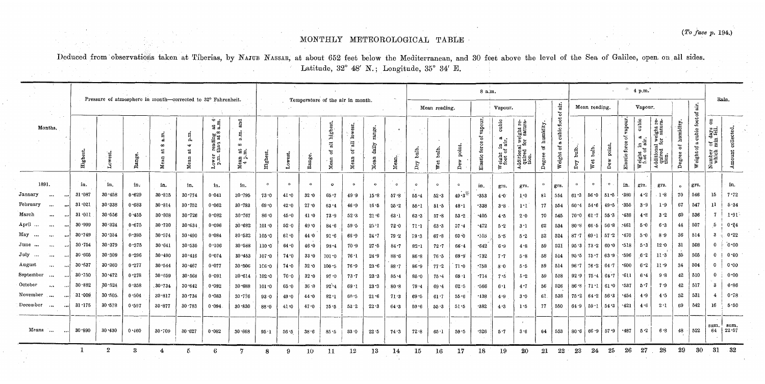(To face p. 194.)

# MONTHLY METEOROLOGICAL TABLE

Deduced from observations taken at Tiberias, by NAJUB NASSAR, at about 652 feet below the Mediterranean, and 30 feet above the level of the Sea of Galilee, open on all sides. Latitude, 32° 48′ N.; Longitude, 35° 34′ E.

| Months. | Pressure of atmosphere in month—corrected to 32° Fahrenheit. | | | | | | | Temperature of the air in month. | | | | | | | 8 a.m. | | | | | | | | 4 p.m. | | | | | | | | Rain. | |
|---|---|---|---|---|---|---|---|---|---|---|---|---|---|---|---|---|---|---|---|---|---|---|---|---|---|---|---|---|---|---|---|---|
| | | | | | | | | | | | | | | | Mean reading. | | | Vapour. | | | | | Mean reading. | | | Vapour. | | | | | | |
| | Highest. | Lowest. | Range. | Mean at 8 a.m. | Mean at 4 p.m. | Lower reading at 4 p.m. than at 8 a.m. | Mean at 8 a.m. and 4 p.m. | Highest. | Lowest. | Range. | Mean of all highest. | Mean of all lowest. | Mean daily range. | Mean. | Dry bulb. | Wet bulb. | Dew point. | Elastic force of vapour. | Weight in a cubic foot of air. | Additional weight required for saturation. | Degree of humidity. | Weight of a cubic foot of air. | Dry bulb. | Wet bulb. | Dew point. | Elastic force of vapour. | Weight in a cubic foot of air. | Additional weight required for saturation. | Degree of humidity. | Weight of a cubic foot of air. | Number of days on which rain fell. | Amount collected. |
| 1891. | in. | in. | in. | in. | in. | in. | in. | ° | ° | ° | ° | ° | ° | ° | ° | ° | ° | in. | grs. | grs. | ° | grs. | ° | ° | ° | in. | grs. | grs. | ° | grs. | | in. |
| January ... | 31·087 | 30·458 | 0·629 | 30·815 | 30·774 | 0·041 | 30·795 | 73·0 | 41·0 | 32·0 | 65·7 | 49·9 | 15·8 | 57·8 | 55·4 | 52·3 | 49·3 | ·353 | 4·0 | 1·0 | 81 | 554 | 61·3 | 56·0 | 51·5 | ·380 | 4·2 | 1·8 | 70 | 546 | 15 | 7·72 |
| February ... | 31·021 | 30·338 | 0·683 | 30·814 | 30·752 | 0·062 | 30·783 | 69·0 | 42·0 | 27·0 | 63·4 | 46·9 | 16·5 | 55·2 | 55·1 | 51·5 | 48·1 | ·338 | 3·8 | 1·1 | 77 | 554 | 60·4 | 54·6 | 49·5 | ·355 | 3·9 | 1·9 | 67 | 547 | 11 | 5·34 |
| March ... | 31·011 | 30·556 | 0·455 | 30·808 | 30·726 | 0·082 | 30·767 | 86·0 | 45·0 | 41·0 | 73·9 | 52·3 | 21·6 | 63·1 | 63·3 | 57·8 | 53·2 | ·405 | 4·5 | 2·0 | 70 | 545 | 70·0 | 61·7 | 55·3 | ·438 | 4·8 | 3·2 | 60 | 536 | 7 | 1·91 |
| April ... | 30·999 | 30·324 | 0·675 | 30·730 | 30·634 | 0·096 | 30·682 | 101·0 | 52·0 | 49·0 | 84·6 | 59·5 | 25·1 | 72·0 | 71·1 | 63·3 | 57·4 | ·472 | 5·2 | 3·1 | 62 | 534 | 80·8 | 66·5 | 56·8 | ·461 | 5·0 | 6·3 | 44 | 507 | 5 | 0·24 |
| May ... | 30·749 | 30·354 | 0·395 | 30·574 | 30·490 | 0·084 | 30·532 | 105·0 | 61·0 | 44·0 | 91·6 | 66·9 | 24·7 | 79·2 | 79·3 | 67·8 | 60·0 | ·515 | 5·5 | 5·2 | 52 | 524 | 87·7 | 69·1 | 57·2 | ·470 | 5·0 | 8·9 | 36 | 514 | 3 | 0·22 |
| June ... | 30·754 | 30·379 | 0·375 | 30·641 | 30·535 | 0·106 | 30·588 | 110·0 | 64·0 | 46·0 | 99·4 | 70·9 | 27·5 | 84·7 | 82·1 | 72·7 | 66·4 | ·642 | 6·9 | 4·8 | 59 | 521 | 95·3 | 73·2 | 60·0 | ·518 | 5·3 | 12·0 | 31 | 508 | 0 | 0·00 |
| July ... | 30·605 | 30·309 | 0·296 | 30·490 | 30·416 | 0·074 | 30·453 | 107·0 | 74·0 | 33·0 | 101·0 | 76·1 | 24·9 | 88·6 | 86·8 | 76·5 | 69·9 | ·732 | 7·7 | 5·8 | 58 | 514 | 95·5 | 75·7 | 63·9 | ·596 | 6·2 | 11·3 | 35 | 505 | 0 | 0·00 |
| August ... | 30·637 | 30·360 | 0·277 | 30·544 | 30·467 | 0·077 | 30·506 | 106·0 | 74·0 | 32·0 | 100·5 | 76·9 | 23·6 | 88·7 | 86·9 | 77·2 | 71·0 | ·758 | 8·0 | 5·5 | 59 | 514 | 96·7 | 76·2 | 64·7 | ·600 | 6·2 | 11·9 | 34 | 504 | 0 | 0·00 |
| September ... | 30·750 | 30·472 | 0·278 | 30·659 | 30·568 | 0·091 | 30·614 | 102·0 | 70·0 | 32·0 | 97·0 | 73·7 | 23·3 | 85·4 | 85·0 | 75·4 | 69·1 | ·714 | 7·5 | 5·2 | 59 | 518 | 92·9 | 75·4 | 64·7 | ·611 | 6·4 | 9·8 | 42 | 510 | 0 | 0·00 |
| October ... | 30·882 | 30·524 | 0·358 | 30·734 | 30·642 | 0·092 | 30·688 | 101·0 | 65·0 | 36·0 | 92·4 | 69·1 | 23·3 | 80·8 | 79·4 | 69·4 | 62·5 | ·566 | 6·1 | 4·7 | 56 | 526 | 86·8 | 71·1 | 61·0 | ·537 | 5·7 | 7·9 | 42 | 517 | 3 | 0·86 |
| November ... | 31·009 | 30·505 | 0·504 | 30·817 | 30·734 | 0·083 | 30·776 | 93·0 | 49·0 | 44·0 | 82·1 | 60·5 | 21·6 | 71·3 | 69·5 | 61·7 | 55·6 | ·438 | 4·9 | 3·0 | 61 | 538 | 75·2 | 64·2 | 56·3 | ·454 | 4·9 | 4·5 | 52 | 531 | 4 | 0·78 |
| December ... | 31·175 | 30·578 | 0·597 | 30·877 | 30·783 | 0·094 | 30·830 | 88·0 | 41·0 | 47·0 | 75·5 | 53·2 | 22·3 | 64·3 | 59·6 | 55·3 | 51·5 | ·382 | 4·3 | 1·5 | 77 | 550 | 64·9 | 59·1 | 54·3 | ·421 | 4·6 | 2·1 | 69 | 542 | 16 | 5·50 |
| Means ... | 30·890 | 30·430 | 0·460 | 30·709 | 30·627 | 0·082 | 30·668 | 95·1 | 56·5 | 38·6 | 85·5 | 63·0 | 22·5 | 74·3 | 72·8 | 65·1 | 59·5 | ·526 | 5·7 | 3·6 | 64 | 533 | 80·6 | 66·9 | 57·9 | ·487 | 5·2 | 6·8 | 48 | 522 | sum. 64 | sum. 22·57 |
| | 1 | 2 | 3 | 4 | 5 | 6 | 7 | 8 | 9 | 10 | 11 | 12 | 13 | 14 | 15 | 16 | 17 | 18 | 19 | 20 | 21 | 22 | 23 | 24 | 25 | 26 | 27 | 28 | 29 | 30 | 31 | 32 |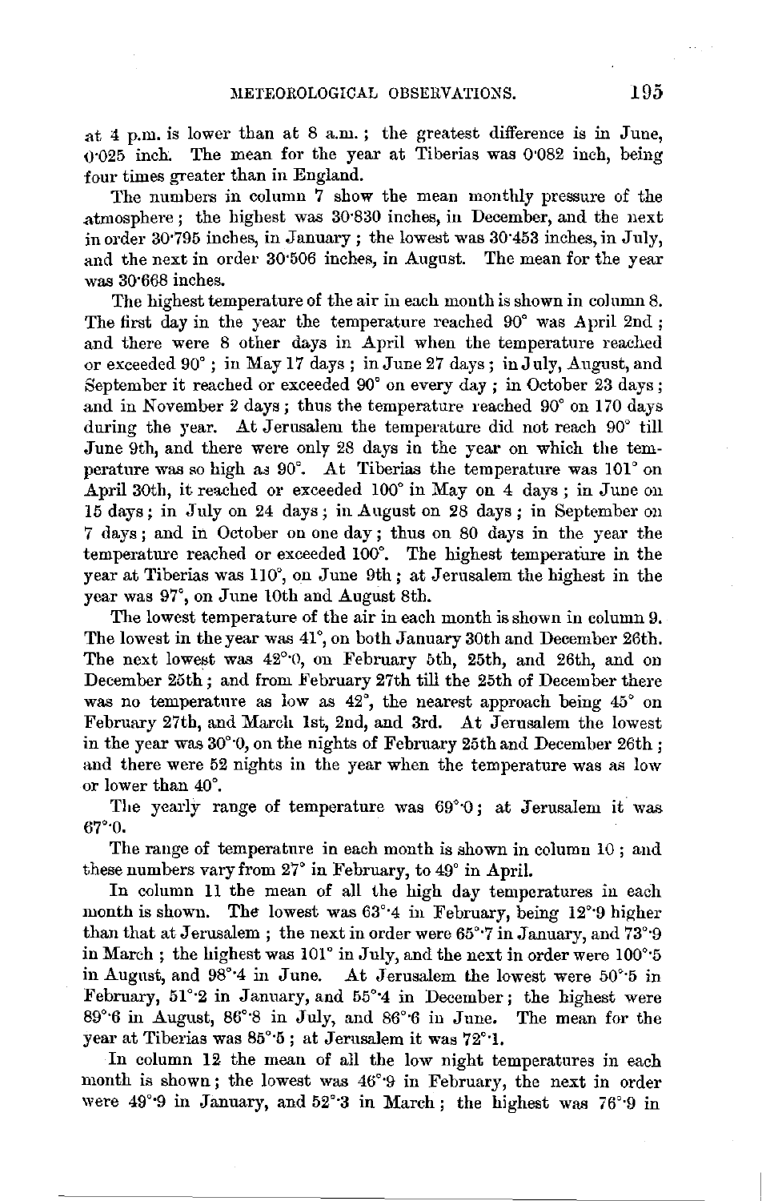at 4 p.m. is lower than at 8 a.m.; the greatest difference is in June, 0·025 inch. The mean for the year at Tiberias was 0·082 inch, being four times greater than in England.

The numbers in column 7 show the mean monthly pressure of the atmosphere; the highest was 30·830 inches, in December, and the next in order 30·795 inches, in January; the lowest was 30·453 inches, in July, and the next in order 30·506 inches, in August. The mean for the year was 30·668 inches.

The highest temperature of the air in each month is shown in column 8. The first day in the year the temperature reached 90° was April 2nd; and there were 8 other days in April when the temperature reached or exceeded 90°; in May 17 days; in June 27 days; in July, August, and September it reached or exceeded 90° on every day; in October 23 days; and in November 2 days; thus the temperature reached 90° on 170 days during the year. At Jerusalem the temperature did not reach 90° till June 9th, and there were only 28 days in the year on which the temperature was so high as 90°. At Tiberias the temperature was 101° on April 30th, it reached or exceeded 100° in May on 4 days; in June on 15 days; in July on 24 days; in August on 28 days; in September on 7 days; and in October on one day; thus on 80 days in the year the temperature reached or exceeded 100°. The highest temperature in the year at Tiberias was 110°, on June 9th; at Jerusalem the highest in the year was 97°, on June 10th and August 8th.

The lowest temperature of the air in each month is shown in column 9. The lowest in the year was 41°, on both January 30th and December 26th. The next lowest was 42°·0, on February 5th, 25th, and 26th, and on December 25th; and from February 27th till the 25th of December there was no temperature as low as 42°, the nearest approach being 45° on February 27th, and March 1st, 2nd, and 3rd. At Jerusalem the lowest in the year was 30°·0, on the nights of February 25th and December 26th; and there were 52 nights in the year when the temperature was as low or lower than 40°.

The yearly range of temperature was 69°·0; at Jerusalem it was 67°·0.

The range of temperature in each month is shown in column 10; and these numbers vary from 27° in February, to 49° in April.

In column 11 the mean of all the high day temperatures in each month is shown. The lowest was 63°·4 in February, being 12°·9 higher than that at Jerusalem; the next in order were 65°·7 in January, and 73°·9 in March; the highest was 101° in July, and the next in order were 100°·5 in August, and 98°·4 in June. At Jerusalem the lowest were 50°·5 in February, 51°·2 in January, and 55°·4 in December; the highest were 89°·6 in August, 86°·8 in July, and 86°·6 in June. The mean for the year at Tiberias was 85°·5; at Jerusalem it was 72°·1.

In column 12 the mean of all the low night temperatures in each month is shown; the lowest was 46°·9 in February, the next in order were 49°·9 in January, and 52°·3 in March; the highest was 76°·9 in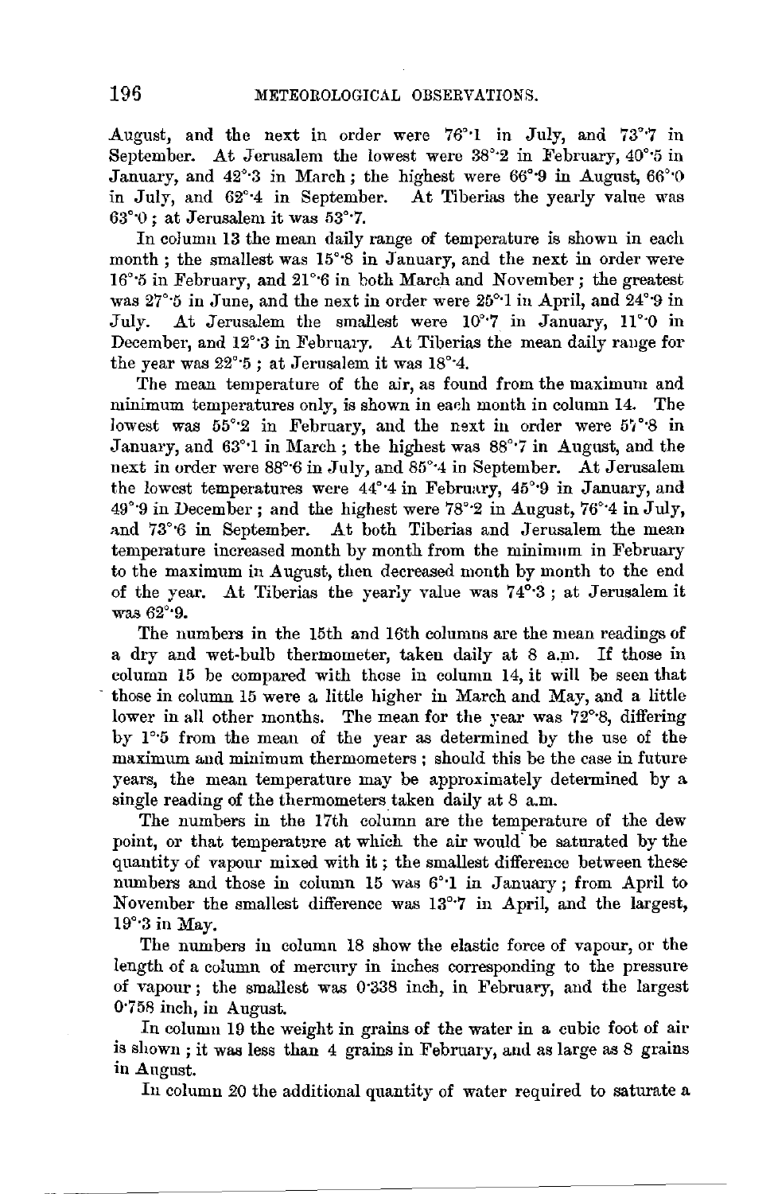August, and the next in order were 76°·1 in July, and 73°·7 in September. At Jerusalem the lowest were 38°·2 in February, 40°·5 in January, and 42°·3 in March; the highest were 66°·9 in August, 66°·0 in July, and 62°·4 in September. At Tiberias the yearly value was 63°·0; at Jerusalem it was 53°·7.

In column 13 the mean daily range of temperature is shown in each month; the smallest was 15°·8 in January, and the next in order were 16°·5 in February, and 21°·6 in both March and November; the greatest was 27°·5 in June, and the next in order were 25°·1 in April, and 24°·9 in July. At Jerusalem the smallest were 10°·7 in January, 11°·0 in December, and 12°·3 in February. At Tiberias the mean daily range for the year was 22°·5; at Jerusalem it was 18°·4.

The mean temperature of the air, as found from the maximum and minimum temperatures only, is shown in each month in column 14. The lowest was 55°·2 in February, and the next in order were 57°·8 in January, and 63°·1 in March; the highest was 88°·7 in August, and the next in order were 88°·6 in July, and 85°·4 in September. At Jerusalem the lowest temperatures were 44°·4 in February, 45°·9 in January, and 49°·9 in December; and the highest were 78°·2 in August, 76°·4 in July, and 73°·6 in September. At both Tiberias and Jerusalem the mean temperature increased month by month from the minimum in February to the maximum in August, then decreased month by month to the end of the year. At Tiberias the yearly value was 74°·3; at Jerusalem it was 62°·9.

The numbers in the 15th and 16th columns are the mean readings of a dry and wet-bulb thermometer, taken daily at 8 a.m. If those in column 15 be compared with those in column 14, it will be seen that those in column 15 were a little higher in March and May, and a little lower in all other months. The mean for the year was 72°·8, differing by 1°·5 from the mean of the year as determined by the use of the maximum and minimum thermometers; should this be the case in future years, the mean temperature may be approximately determined by a single reading of the thermometers taken daily at 8 a.m.

The numbers in the 17th column are the temperature of the dew point, or that temperature at which the air would be saturated by the quantity of vapour mixed with it; the smallest difference between these numbers and those in column 15 was 6°·1 in January; from April to November the smallest difference was 13°·7 in April, and the largest, 19°·3 in May.

The numbers in column 18 show the elastic force of vapour, or the length of a column of mercury in inches corresponding to the pressure of vapour; the smallest was 0·338 inch, in February, and the largest 0·758 inch, in August.

In column 19 the weight in grains of the water in a cubic foot of air is shown; it was less than 4 grains in February, and as large as 8 grains in August.

In column 20 the additional quantity of water required to saturate a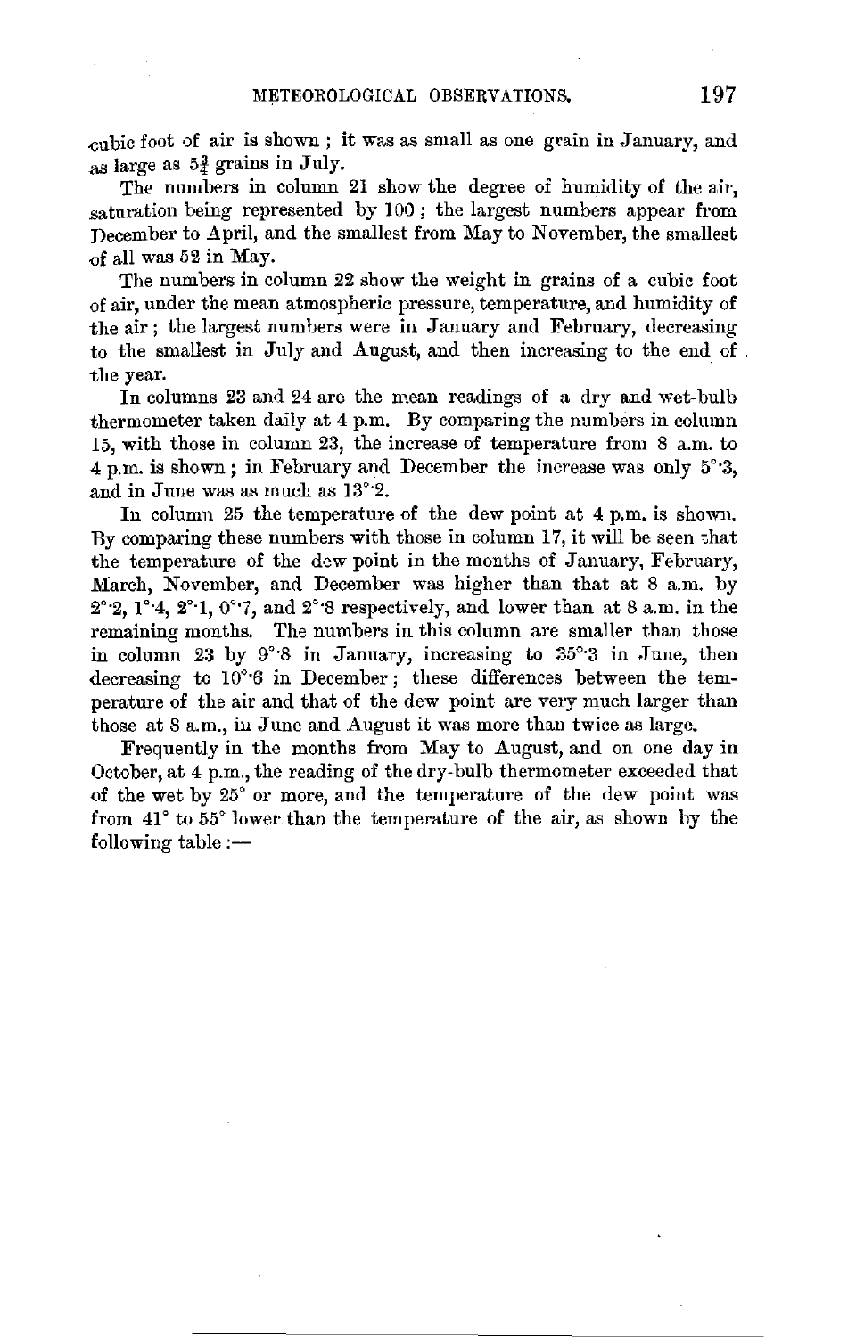cubic foot of air is shown; it was as small as one grain in January, and as large as 5¾ grains in July.

The numbers in column 21 show the degree of humidity of the air, saturation being represented by 100; the largest numbers appear from December to April, and the smallest from May to November, the smallest of all was 52 in May.

The numbers in column 22 show the weight in grains of a cubic foot of air, under the mean atmospheric pressure, temperature, and humidity of the air; the largest numbers were in January and February, decreasing to the smallest in July and August, and then increasing to the end of the year.

In columns 23 and 24 are the mean readings of a dry and wet-bulb thermometer taken daily at 4 p.m. By comparing the numbers in column 15, with those in column 23, the increase of temperature from 8 a.m. to 4 p.m. is shown; in February and December the increase was only 5°·3, and in June was as much as 13°·2.

In column 25 the temperature of the dew point at 4 p.m. is shown. By comparing these numbers with those in column 17, it will be seen that the temperature of the dew point in the months of January, February, March, November, and December was higher than that at 8 a.m. by 2°·2, 1°·4, 2°·1, 0°·7, and 2°·8 respectively, and lower than at 8 a.m. in the remaining months. The numbers in this column are smaller than those in column 23 by 9°·8 in January, increasing to 35°·3 in June, then decreasing to 10°·6 in December; these differences between the temperature of the air and that of the dew point are very much larger than those at 8 a.m., in June and August it was more than twice as large.

Frequently in the months from May to August, and on one day in October, at 4 p.m., the reading of the dry-bulb thermometer exceeded that of the wet by 25° or more, and the temperature of the dew point was from 41° to 55° lower than the temperature of the air, as shown by the following table:—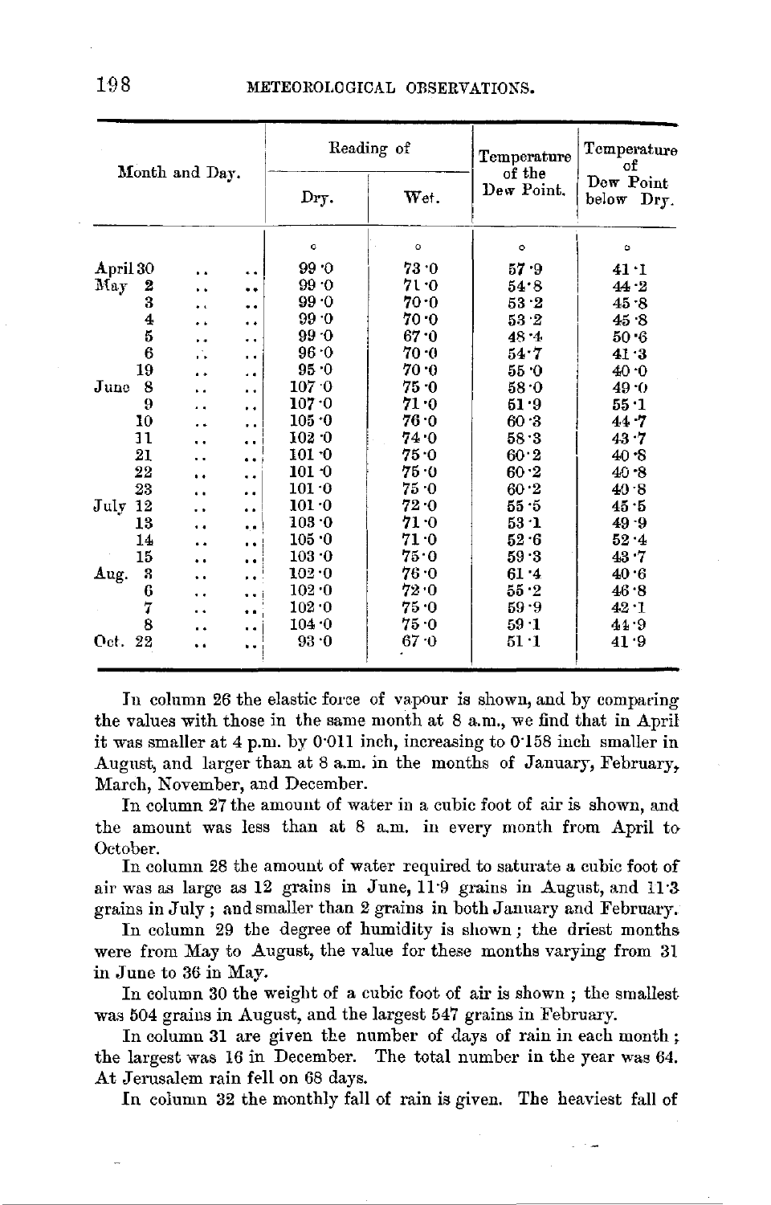| Month and Day. | Reading of | | Temperature of the Dew Point. | Temperature of Dew Point below Dry. |
|---|---|---|---|---|
| | Dry. | Wet. | | |
| | ° | ° | ° | ° |
| April 30 | 99·0 | 73·0 | 57·9 | 41·1 |
| May 2 | 99·0 | 71·0 | 54·8 | 44·2 |
| 3 | 99·0 | 70·0 | 53·2 | 45·8 |
| 4 | 99·0 | 70·0 | 53·2 | 45·8 |
| 5 | 99·0 | 67·0 | 48·4 | 50·6 |
| 6 | 96·0 | 70·0 | 54·7 | 41·3 |
| 19 | 95·0 | 70·0 | 55·0 | 40·0 |
| June 8 | 107·0 | 75·0 | 58·0 | 49·0 |
| 9 | 107·0 | 71·0 | 51·9 | 55·1 |
| 10 | 105·0 | 76·0 | 60·3 | 44·7 |
| 11 | 102·0 | 74·0 | 58·3 | 43·7 |
| 21 | 101·0 | 75·0 | 60·2 | 40·8 |
| 22 | 101·0 | 75·0 | 60·2 | 40·8 |
| 23 | 101·0 | 75·0 | 60·2 | 40·8 |
| July 12 | 101·0 | 72·0 | 55·5 | 45·5 |
| 13 | 103·0 | 71·0 | 53·1 | 49·9 |
| 14 | 105·0 | 71·0 | 52·6 | 52·4 |
| 15 | 103·0 | 75·0 | 59·3 | 43·7 |
| Aug. 3 | 102·0 | 76·0 | 61·4 | 40·6 |
| 6 | 102·0 | 72·0 | 55·2 | 46·8 |
| 7 | 102·0 | 75·0 | 59·9 | 42·1 |
| 8 | 104·0 | 75·0 | 59·1 | 44·9 |
| Oct. 22 | 93·0 | 67·0 | 51·1 | 41·9 |

In column 26 the elastic force of vapour is shown, and by comparing the values with those in the same month at 8 a.m., we find that in April it was smaller at 4 p.m. by 0·011 inch, increasing to 0·158 inch smaller in August, and larger than at 8 a.m. in the months of January, February, March, November, and December.

In column 27 the amount of water in a cubic foot of air is shown, and the amount was less than at 8 a.m. in every month from April to October.

In column 28 the amount of water required to saturate a cubic foot of air was as large as 12 grains in June, 11·9 grains in August, and 11·3 grains in July; and smaller than 2 grains in both January and February.

In column 29 the degree of humidity is shown; the driest months were from May to August, the value for these months varying from 31 in June to 36 in May.

In column 30 the weight of a cubic foot of air is shown; the smallest was 504 grains in August, and the largest 547 grains in February.

In column 31 are given the number of days of rain in each month; the largest was 16 in December. The total number in the year was 64. At Jerusalem rain fell on 68 days.

In column 32 the monthly fall of rain is given. The heaviest fall of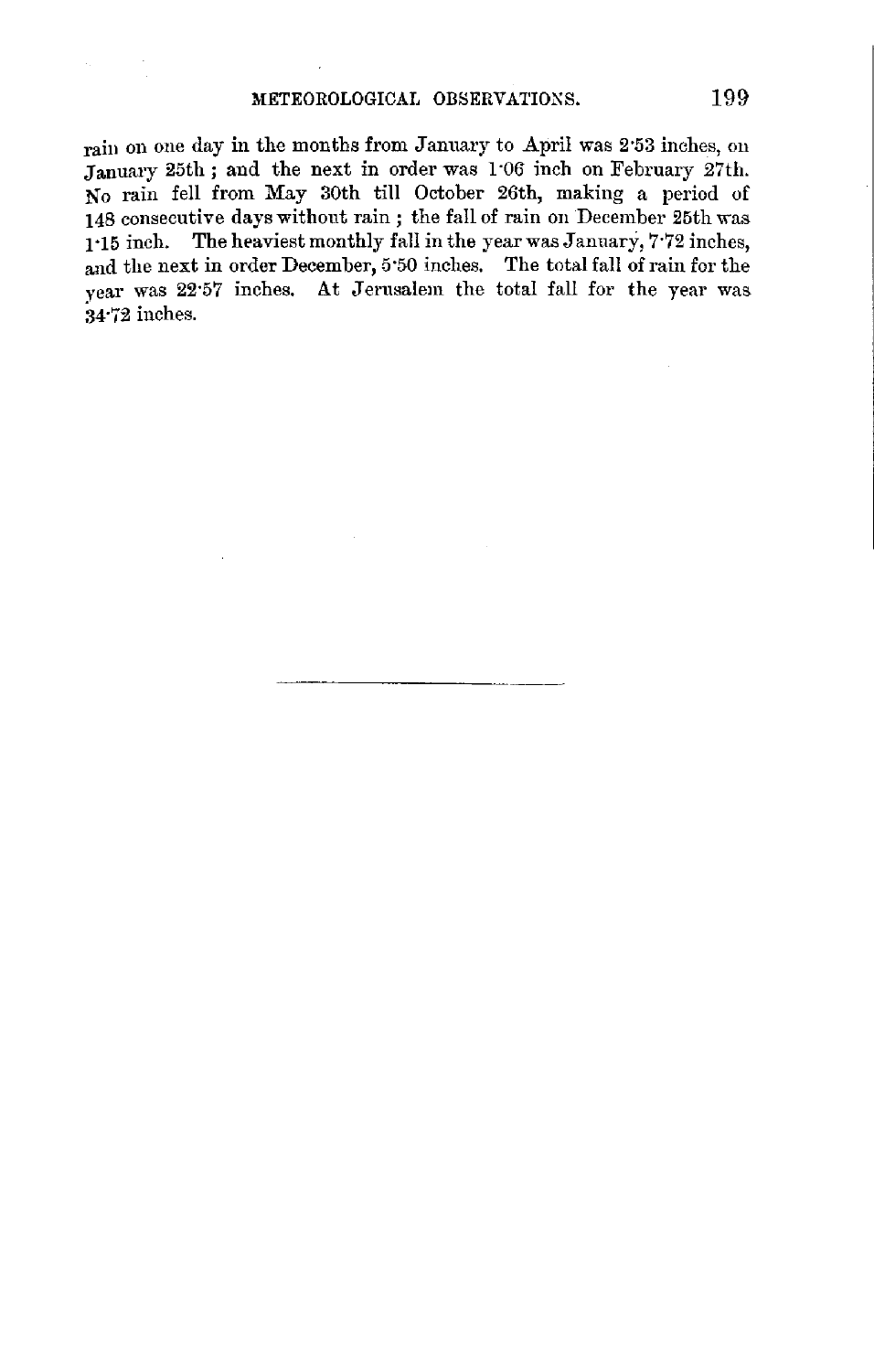rain on one day in the months from January to April was 2·53 inches, on January 25th; and the next in order was 1·06 inch on February 27th. No rain fell from May 30th till October 26th, making a period of 148 consecutive days without rain; the fall of rain on December 25th was 1·15 inch. The heaviest monthly fall in the year was January, 7·72 inches, and the next in order December, 5·50 inches. The total fall of rain for the year was 22·57 inches. At Jerusalem the total fall for the year was 34·72 inches.

---